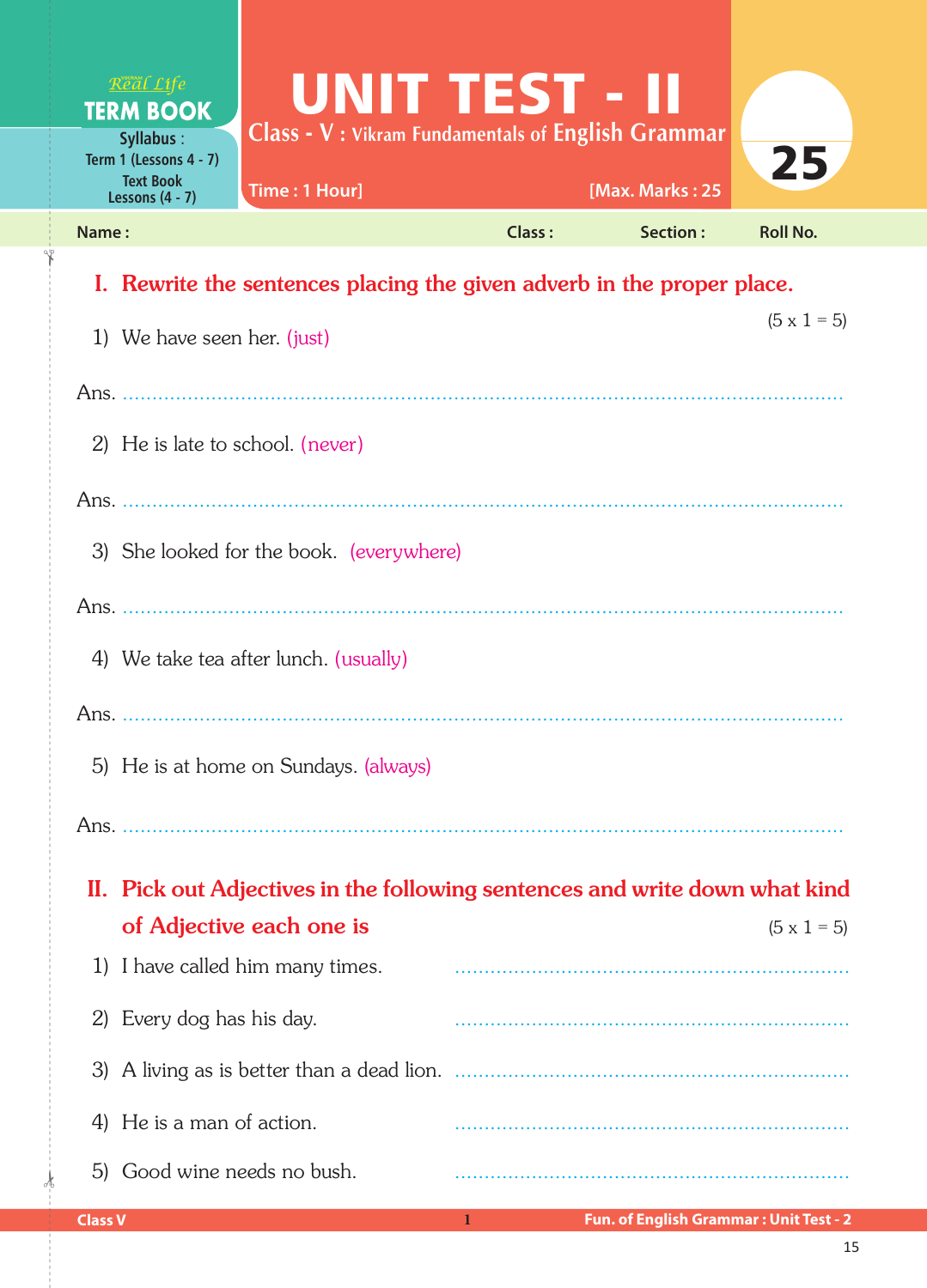Real Life
**TERM BOOK**

Syllabus :
Term 1 (Lessons 4 - 7)
Text Book
Lessons (4 - 7)

# UNIT TEST - II

**Class - V : Vikram Fundamentals of English Grammar**

Time : 1 Hour] [Max. Marks : 25

25

Name : Class : Section : Roll No.

## I. Rewrite the sentences placing the given adverb in the proper place.

(5 x 1 = 5)

1) We have seen her. (just)

Ans. ..........................................................................................................

2) He is late to school. (never)

Ans. ..........................................................................................................

3) She looked for the book. (everywhere)

Ans. ..........................................................................................................

4) We take tea after lunch. (usually)

Ans. ..........................................................................................................

5) He is at home on Sundays. (always)

Ans. ..........................................................................................................

## II. Pick out Adjectives in the following sentences and write down what kind of Adjective each one is

(5 x 1 = 5)

1) I have called him many times. ..........................................................

2) Every dog has his day. ..........................................................

3) A living as is better than a dead lion. ..........................................................

4) He is a man of action. ..........................................................

5) Good wine needs no bush. ..........................................................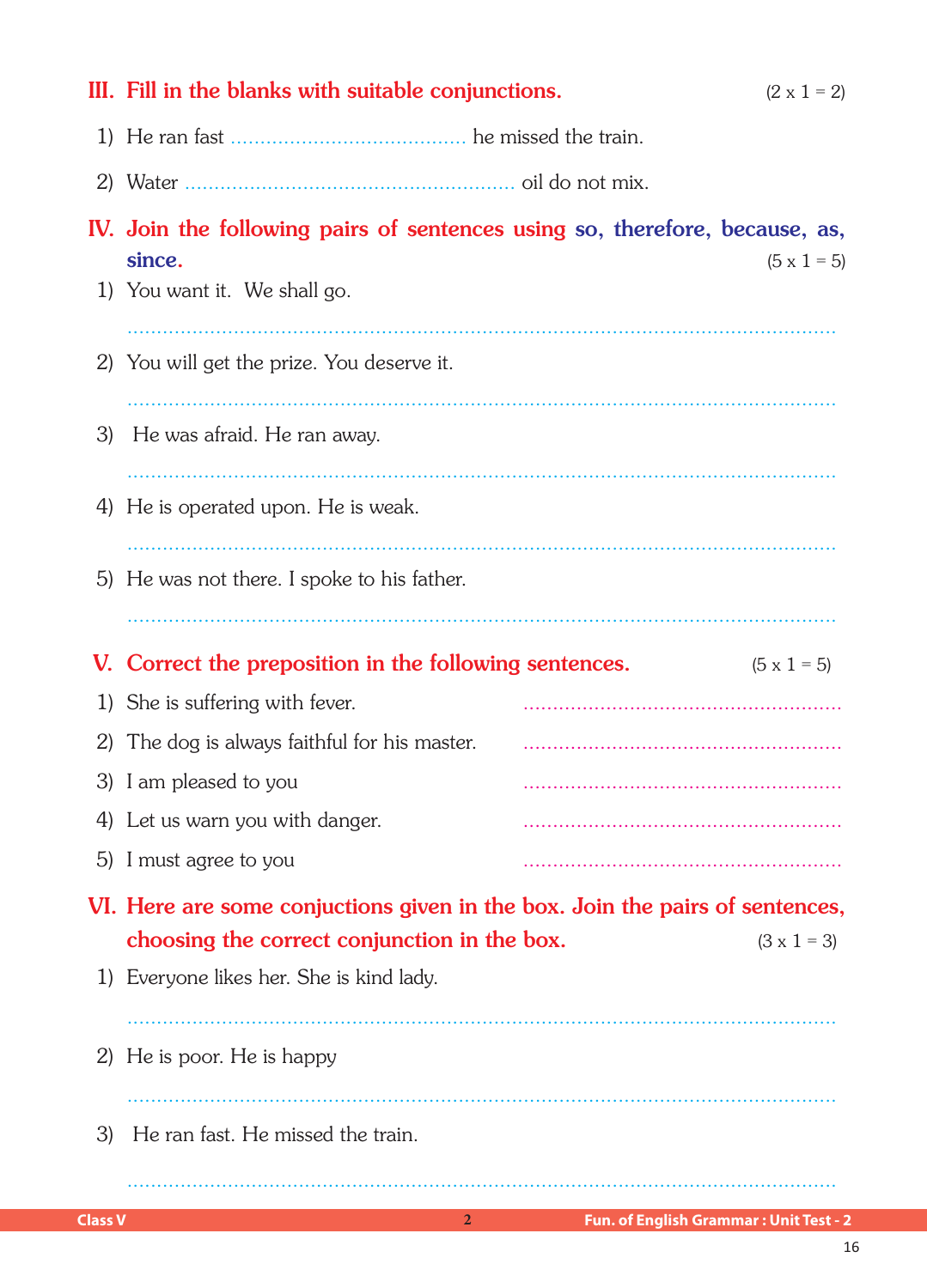## III. Fill in the blanks with suitable conjunctions. (2 x 1 = 2)

1) He ran fast ........................................ he missed the train.

2) Water ........................................................ oil do not mix.

## IV. Join the following pairs of sentences using **so, therefore, because, as, since.** (5 x 1 = 5)

1) You want it. We shall go.

........................................................................................................................

2) You will get the prize. You deserve it.

........................................................................................................................

3) He was afraid. He ran away.

........................................................................................................................

4) He is operated upon. He is weak.

........................................................................................................................

5) He was not there. I spoke to his father.

........................................................................................................................

## V. Correct the preposition in the following sentences. (5 x 1 = 5)

1) She is suffering with fever. ......................................................

2) The dog is always faithful for his master. ......................................................

3) I am pleased to you ......................................................

4) Let us warn you with danger. ......................................................

5) I must agree to you ......................................................

## VI. Here are some conjuctions given in the box. Join the pairs of sentences, choosing the correct conjunction in the box. (3 x 1 = 3)

1) Everyone likes her. She is kind lady.

........................................................................................................................

2) He is poor. He is happy

........................................................................................................................

3) He ran fast. He missed the train.

........................................................................................................................